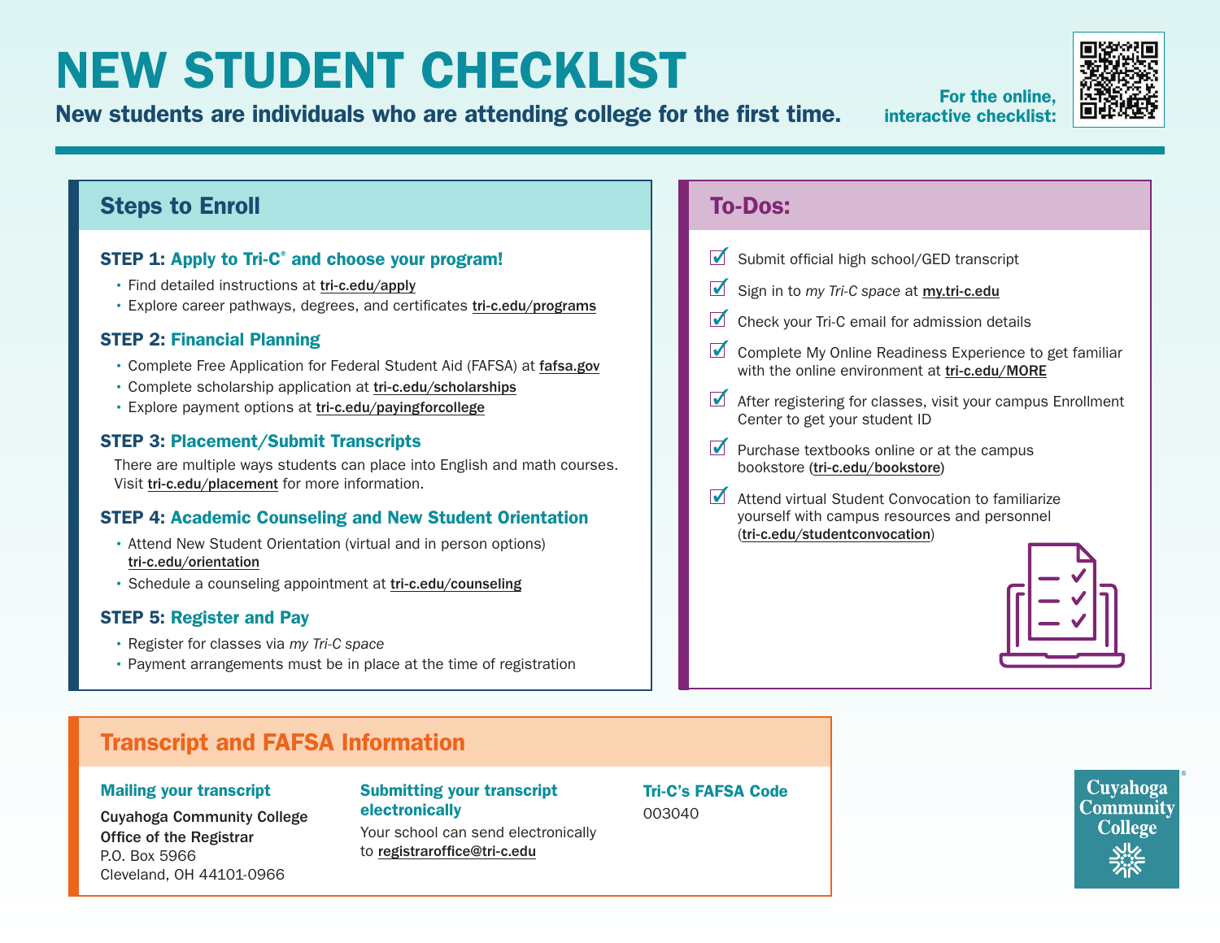# NEW STUDENT CHECKLIST

**New students are individuals who are attending college for the first time.**

For the online, interactive checklist:

## Steps to Enroll

### STEP 1: Apply to Tri-C® and choose your program!

- Find detailed instructions at tri-c.edu/apply
- Explore career pathways, degrees, and certificates tri-c.edu/programs

### STEP 2: Financial Planning

- Complete Free Application for Federal Student Aid (FAFSA) at fafsa.gov
- Complete scholarship application at tri-c.edu/scholarships
- Explore payment options at tri-c.edu/payingforcollege

### STEP 3: Placement/Submit Transcripts

There are multiple ways students can place into English and math courses. Visit tri-c.edu/placement for more information.

### STEP 4: Academic Counseling and New Student Orientation

- Attend New Student Orientation (virtual and in person options) tri-c.edu/orientation
- Schedule a counseling appointment at tri-c.edu/counseling

### STEP 5: Register and Pay

- Register for classes via *my Tri-C space*
- Payment arrangements must be in place at the time of registration

## To-Dos:

- ☑ Submit official high school/GED transcript
- ☑ Sign in to *my Tri-C space* at my.tri-c.edu
- ☑ Check your Tri-C email for admission details
- ☑ Complete My Online Readiness Experience to get familiar with the online environment at tri-c.edu/MORE
- ☑ After registering for classes, visit your campus Enrollment Center to get your student ID
- ☑ Purchase textbooks online or at the campus bookstore (tri-c.edu/bookstore)
- ☑ Attend virtual Student Convocation to familiarize yourself with campus resources and personnel (tri-c.edu/studentconvocation)

## Transcript and FAFSA Information

### Mailing your transcript

**Cuyahoga Community College**
**Office of the Registrar**
P.O. Box 5966
Cleveland, OH 44101-0966

### Submitting your transcript electronically

Your school can send electronically to registraroffice@tri-c.edu

### Tri-C's FAFSA Code

003040

Cuyahoga Community College®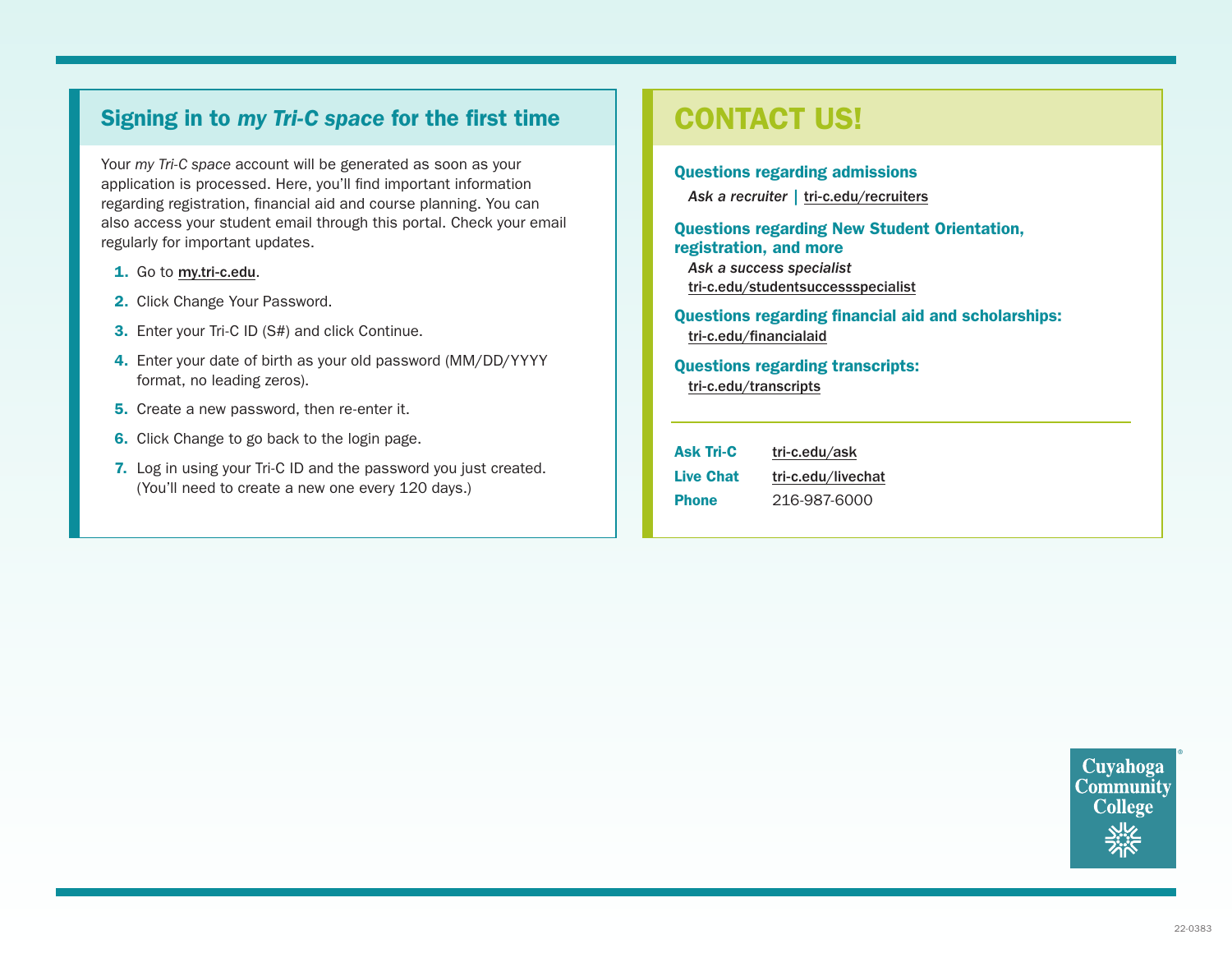## Signing in to *my Tri-C space* for the first time

Your *my Tri-C space* account will be generated as soon as your application is processed. Here, you'll find important information regarding registration, financial aid and course planning. You can also access your student email through this portal. Check your email regularly for important updates.

1. Go to my.tri-c.edu.
2. Click Change Your Password.
3. Enter your Tri-C ID (S#) and click Continue.
4. Enter your date of birth as your old password (MM/DD/YYYY format, no leading zeros).
5. Create a new password, then re-enter it.
6. Click Change to go back to the login page.
7. Log in using your Tri-C ID and the password you just created. (You'll need to create a new one every 120 days.)

## CONTACT US!

**Questions regarding admissions**

*Ask a recruiter* | tri-c.edu/recruiters

**Questions regarding New Student Orientation, registration, and more**

*Ask a success specialist*
tri-c.edu/studentsuccessspecialist

**Questions regarding financial aid and scholarships:**
tri-c.edu/financialaid

**Questions regarding transcripts:**
tri-c.edu/transcripts

| | |
|---|---|
| **Ask Tri-C** | tri-c.edu/ask |
| **Live Chat** | tri-c.edu/livechat |
| **Phone** | 216-987-6000 |

Cuyahoga Community College®

22-0383